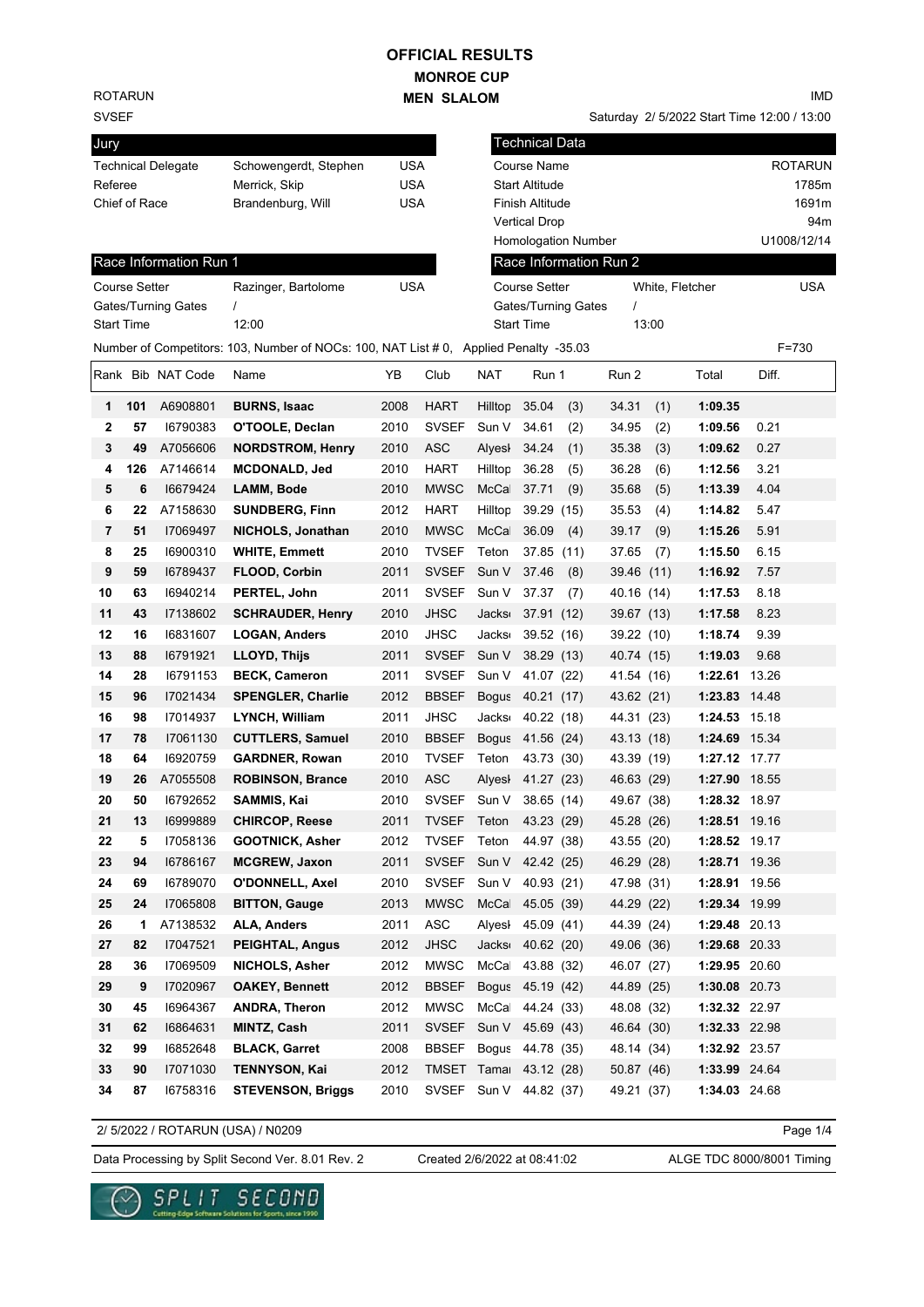# OFFICIAL RESULTS

## MONROE CUP

## MEN SLALOM

ROTARUN
SVSEF

IMD

Saturday 2/ 5/2022 Start Time 12:00 / 13:00

| Jury | | |
|---|---|---|
| Technical Delegate | Schowengerdt, Stephen | USA |
| Referee | Merrick, Skip | USA |
| Chief of Race | Brandenburg, Will | USA |

| Technical Data | |
|---|---|
| Course Name | ROTARUN |
| Start Altitude | 1785m |
| Finish Altitude | 1691m |
| Vertical Drop | 94m |
| Homologation Number | U1008/12/14 |

| Race Information Run 1 | | |
|---|---|---|
| Course Setter | Razinger, Bartolome | USA |
| Gates/Turning Gates | / | |
| Start Time | 12:00 | |

| Race Information Run 2 | | |
|---|---|---|
| Course Setter | White, Fletcher | USA |
| Gates/Turning Gates | / | |
| Start Time | 13:00 | |

Number of Competitors: 103, Number of NOCs: 100, NAT List # 0, Applied Penalty -35.03 F=730

| Rank | Bib | NAT Code | Name | YB | Club | NAT | Run 1 | Run 2 | Total | Diff. |
|---|---|---|---|---|---|---|---|---|---|---|
| 1 | 101 | A6908801 | **BURNS, Isaac** | 2008 | HART | Hilltop | 35.04 (3) | 34.31 (1) | **1:09.35** | |
| 2 | 57 | I6790383 | **O'TOOLE, Declan** | 2010 | SVSEF | Sun V | 34.61 (2) | 34.95 (2) | **1:09.56** | 0.21 |
| 3 | 49 | A7056606 | **NORDSTROM, Henry** | 2010 | ASC | Alyesk | 34.24 (1) | 35.38 (3) | **1:09.62** | 0.27 |
| 4 | 126 | A7146614 | **MCDONALD, Jed** | 2010 | HART | Hilltop | 36.28 (5) | 36.28 (6) | **1:12.56** | 3.21 |
| 5 | 6 | I6679424 | **LAMM, Bode** | 2010 | MWSC | McCal | 37.71 (9) | 35.68 (5) | **1:13.39** | 4.04 |
| 6 | 22 | A7158630 | **SUNDBERG, Finn** | 2012 | HART | Hilltop | 39.29 (15) | 35.53 (4) | **1:14.82** | 5.47 |
| 7 | 51 | I7069497 | **NICHOLS, Jonathan** | 2010 | MWSC | McCal | 36.09 (4) | 39.17 (9) | **1:15.26** | 5.91 |
| 8 | 25 | I6900310 | **WHITE, Emmett** | 2010 | TVSEF | Teton | 37.85 (11) | 37.65 (7) | **1:15.50** | 6.15 |
| 9 | 59 | I6789437 | **FLOOD, Corbin** | 2011 | SVSEF | Sun V | 37.46 (8) | 39.46 (11) | **1:16.92** | 7.57 |
| 10 | 63 | I6940214 | **PERTEL, John** | 2011 | SVSEF | Sun V | 37.37 (7) | 40.16 (14) | **1:17.53** | 8.18 |
| 11 | 43 | I7138602 | **SCHRAUDER, Henry** | 2010 | JHSC | Jackso | 37.91 (12) | 39.67 (13) | **1:17.58** | 8.23 |
| 12 | 16 | I6831607 | **LOGAN, Anders** | 2010 | JHSC | Jackso | 39.52 (16) | 39.22 (10) | **1:18.74** | 9.39 |
| 13 | 88 | I6791921 | **LLOYD, Thijs** | 2011 | SVSEF | Sun V | 38.29 (13) | 40.74 (15) | **1:19.03** | 9.68 |
| 14 | 28 | I6791153 | **BECK, Cameron** | 2011 | SVSEF | Sun V | 41.07 (22) | 41.54 (16) | **1:22.61** | 13.26 |
| 15 | 96 | I7021434 | **SPENGLER, Charlie** | 2012 | BBSEF | Bogus | 40.21 (17) | 43.62 (21) | **1:23.83** | 14.48 |
| 16 | 98 | I7014937 | **LYNCH, William** | 2011 | JHSC | Jackso | 40.22 (18) | 44.31 (23) | **1:24.53** | 15.18 |
| 17 | 78 | I7061130 | **CUTTLERS, Samuel** | 2010 | BBSEF | Bogus | 41.56 (24) | 43.13 (18) | **1:24.69** | 15.34 |
| 18 | 64 | I6920759 | **GARDNER, Rowan** | 2010 | TVSEF | Teton | 43.73 (30) | 43.39 (19) | **1:27.12** | 17.77 |
| 19 | 26 | A7055508 | **ROBINSON, Brance** | 2010 | ASC | Alyesk | 41.27 (23) | 46.63 (29) | **1:27.90** | 18.55 |
| 20 | 50 | I6792652 | **SAMMIS, Kai** | 2010 | SVSEF | Sun V | 38.65 (14) | 49.67 (38) | **1:28.32** | 18.97 |
| 21 | 13 | I6999889 | **CHIRCOP, Reese** | 2011 | TVSEF | Teton | 43.23 (29) | 45.28 (26) | **1:28.51** | 19.16 |
| 22 | 5 | I7058136 | **GOOTNICK, Asher** | 2012 | TVSEF | Teton | 44.97 (38) | 43.55 (20) | **1:28.52** | 19.17 |
| 23 | 94 | I6786167 | **MCGREW, Jaxon** | 2011 | SVSEF | Sun V | 42.42 (25) | 46.29 (28) | **1:28.71** | 19.36 |
| 24 | 69 | I6789070 | **O'DONNELL, Axel** | 2010 | SVSEF | Sun V | 40.93 (21) | 47.98 (31) | **1:28.91** | 19.56 |
| 25 | 24 | I7065808 | **BITTON, Gauge** | 2013 | MWSC | McCal | 45.05 (39) | 44.29 (22) | **1:29.34** | 19.99 |
| 26 | 1 | A7138532 | **ALA, Anders** | 2011 | ASC | Alyesk | 45.09 (41) | 44.39 (24) | **1:29.48** | 20.13 |
| 27 | 82 | I7047521 | **PEIGHTAL, Angus** | 2012 | JHSC | Jackso | 40.62 (20) | 49.06 (36) | **1:29.68** | 20.33 |
| 28 | 36 | I7069509 | **NICHOLS, Asher** | 2012 | MWSC | McCal | 43.88 (32) | 46.07 (27) | **1:29.95** | 20.60 |
| 29 | 9 | I7020967 | **OAKEY, Bennett** | 2012 | BBSEF | Bogus | 45.19 (42) | 44.89 (25) | **1:30.08** | 20.73 |
| 30 | 45 | I6964367 | **ANDRA, Theron** | 2012 | MWSC | McCal | 44.24 (33) | 48.08 (32) | **1:32.32** | 22.97 |
| 31 | 62 | I6864631 | **MINTZ, Cash** | 2011 | SVSEF | Sun V | 45.69 (43) | 46.64 (30) | **1:32.33** | 22.98 |
| 32 | 99 | I6852648 | **BLACK, Garret** | 2008 | BBSEF | Bogus | 44.78 (35) | 48.14 (34) | **1:32.92** | 23.57 |
| 33 | 90 | I7071030 | **TENNYSON, Kai** | 2012 | TMSET | Tamar | 43.12 (28) | 50.87 (46) | **1:33.99** | 24.64 |
| 34 | 87 | I6758316 | **STEVENSON, Briggs** | 2010 | SVSEF | Sun V | 44.82 (37) | 49.21 (37) | **1:34.03** | 24.68 |

2/ 5/2022 / ROTARUN (USA) / N0209

Data Processing by Split Second Ver. 8.01 Rev. 2 Created 2/6/2022 at 08:41:02 ALGE TDC 8000/8001 Timing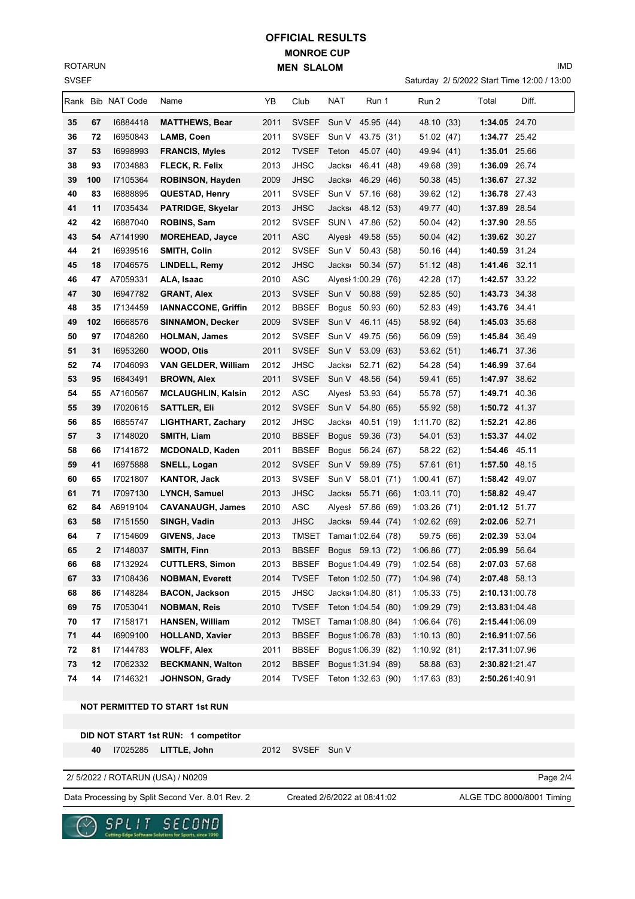# OFFICIAL RESULTS

## MONROE CUP

## MEN SLALOM

ROTARUN
SVSEF

IMD

Saturday 2/ 5/2022 Start Time 12:00 / 13:00

| Rank | Bib | NAT Code | Name | YB | Club | NAT | Run 1 | Run 2 | Total | Diff. |
|---|---|---|---|---|---|---|---|---|---|---|
| 35 | 67 | I6884418 | **MATTHEWS, Bear** | 2011 | SVSEF | Sun V | 45.95 (44) | 48.10 (33) | **1:34.05** | 24.70 |
| 36 | 72 | I6950843 | **LAMB, Coen** | 2011 | SVSEF | Sun V | 43.75 (31) | 51.02 (47) | **1:34.77** | 25.42 |
| 37 | 53 | I6998993 | **FRANCIS, Myles** | 2012 | TVSEF | Teton | 45.07 (40) | 49.94 (41) | **1:35.01** | 25.66 |
| 38 | 93 | I7034883 | **FLECK, R. Felix** | 2013 | JHSC | Jacks | 46.41 (48) | 49.68 (39) | **1:36.09** | 26.74 |
| 39 | 100 | I7105364 | **ROBINSON, Hayden** | 2009 | JHSC | Jacks | 46.29 (46) | 50.38 (45) | **1:36.67** | 27.32 |
| 40 | 83 | I6888895 | **QUESTAD, Henry** | 2011 | SVSEF | Sun V | 57.16 (68) | 39.62 (12) | **1:36.78** | 27.43 |
| 41 | 11 | I7035434 | **PATRIDGE, Skyelar** | 2013 | JHSC | Jacks | 48.12 (53) | 49.77 (40) | **1:37.89** | 28.54 |
| 42 | 42 | I6887040 | **ROBINS, Sam** | 2012 | SVSEF | SUN \ | 47.86 (52) | 50.04 (42) | **1:37.90** | 28.55 |
| 43 | 54 | A7141990 | **MOREHEAD, Jayce** | 2011 | ASC | Alyesk | 49.58 (55) | 50.04 (42) | **1:39.62** | 30.27 |
| 44 | 21 | I6939516 | **SMITH, Colin** | 2012 | SVSEF | Sun V | 50.43 (58) | 50.16 (44) | **1:40.59** | 31.24 |
| 45 | 18 | I7046575 | **LINDELL, Remy** | 2012 | JHSC | Jacks | 50.34 (57) | 51.12 (48) | **1:41.46** | 32.11 |
| 46 | 47 | A7059331 | **ALA, Isaac** | 2010 | ASC | Alyesk | 1:00.29 (76) | 42.28 (17) | **1:42.57** | 33.22 |
| 47 | 30 | I6947782 | **GRANT, Alex** | 2013 | SVSEF | Sun V | 50.88 (59) | 52.85 (50) | **1:43.73** | 34.38 |
| 48 | 35 | I7134459 | **IANNACCONE, Griffin** | 2012 | BBSEF | Bogus | 50.93 (60) | 52.83 (49) | **1:43.76** | 34.41 |
| 49 | 102 | I6668576 | **SINNAMON, Decker** | 2009 | SVSEF | Sun V | 46.11 (45) | 58.92 (64) | **1:45.03** | 35.68 |
| 50 | 97 | I7048260 | **HOLMAN, James** | 2012 | SVSEF | Sun V | 49.75 (56) | 56.09 (59) | **1:45.84** | 36.49 |
| 51 | 31 | I6953260 | **WOOD, Otis** | 2011 | SVSEF | Sun V | 53.09 (63) | 53.62 (51) | **1:46.71** | 37.36 |
| 52 | 74 | I7046093 | **VAN GELDER, William** | 2012 | JHSC | Jacks | 52.71 (62) | 54.28 (54) | **1:46.99** | 37.64 |
| 53 | 95 | I6843491 | **BROWN, Alex** | 2011 | SVSEF | Sun V | 48.56 (54) | 59.41 (65) | **1:47.97** | 38.62 |
| 54 | 55 | A7160567 | **MCLAUGHLIN, Kalsin** | 2012 | ASC | Alyesk | 53.93 (64) | 55.78 (57) | **1:49.71** | 40.36 |
| 55 | 39 | I7020615 | **SATTLER, Eli** | 2012 | SVSEF | Sun V | 54.80 (65) | 55.92 (58) | **1:50.72** | 41.37 |
| 56 | 85 | I6855747 | **LIGHTHART, Zachary** | 2012 | JHSC | Jacks | 40.51 (19) | 1:11.70 (82) | **1:52.21** | 42.86 |
| 57 | 3 | I7148020 | **SMITH, Liam** | 2010 | BBSEF | Bogus | 59.36 (73) | 54.01 (53) | **1:53.37** | 44.02 |
| 58 | 66 | I7141872 | **MCDONALD, Kaden** | 2011 | BBSEF | Bogus | 56.24 (67) | 58.22 (62) | **1:54.46** | 45.11 |
| 59 | 41 | I6975888 | **SNELL, Logan** | 2012 | SVSEF | Sun V | 59.89 (75) | 57.61 (61) | **1:57.50** | 48.15 |
| 60 | 65 | I7021807 | **KANTOR, Jack** | 2013 | SVSEF | Sun V | 58.01 (71) | 1:00.41 (67) | **1:58.42** | 49.07 |
| 61 | 71 | I7097130 | **LYNCH, Samuel** | 2013 | JHSC | Jacks | 55.71 (66) | 1:03.11 (70) | **1:58.82** | 49.47 |
| 62 | 84 | A6919104 | **CAVANAUGH, James** | 2010 | ASC | Alyesk | 57.86 (69) | 1:03.26 (71) | **2:01.12** | 51.77 |
| 63 | 58 | I7151550 | **SINGH, Vadin** | 2013 | JHSC | Jacks | 59.44 (74) | 1:02.62 (69) | **2:02.06** | 52.71 |
| 64 | 7 | I7154609 | **GIVENS, Jace** | 2013 | TMSET | Tamar | 1:02.64 (78) | 59.75 (66) | **2:02.39** | 53.04 |
| 65 | 2 | I7148037 | **SMITH, Finn** | 2013 | BBSEF | Bogus | 59.13 (72) | 1:06.86 (77) | **2:05.99** | 56.64 |
| 66 | 68 | I7132924 | **CUTTLERS, Simon** | 2013 | BBSEF | Bogus | 1:04.49 (79) | 1:02.54 (68) | **2:07.03** | 57.68 |
| 67 | 33 | I7108436 | **NOBMAN, Everett** | 2014 | TVSEF | Teton | 1:02.50 (77) | 1:04.98 (74) | **2:07.48** | 58.13 |
| 68 | 86 | I7148284 | **BACON, Jackson** | 2015 | JHSC | Jacks | 1:04.80 (81) | 1:05.33 (75) | **2:10.13** | 1:00.78 |
| 69 | 75 | I7053041 | **NOBMAN, Reis** | 2010 | TVSEF | Teton | 1:04.54 (80) | 1:09.29 (79) | **2:13.83** | 1:04.48 |
| 70 | 17 | I7158171 | **HANSEN, William** | 2012 | TMSET | Tamar | 1:08.80 (84) | 1:06.64 (76) | **2:15.44** | 1:06.09 |
| 71 | 44 | I6909100 | **HOLLAND, Xavier** | 2013 | BBSEF | Bogus | 1:06.78 (83) | 1:10.13 (80) | **2:16.91** | 1:07.56 |
| 72 | 81 | I7144783 | **WOLFF, Alex** | 2011 | BBSEF | Bogus | 1:06.39 (82) | 1:10.92 (81) | **2:17.31** | 1:07.96 |
| 73 | 12 | I7062332 | **BECKMANN, Walton** | 2012 | BBSEF | Bogus | 1:31.94 (89) | 58.88 (63) | **2:30.82** | 1:21.47 |
| 74 | 14 | I7146321 | **JOHNSON, Grady** | 2014 | TVSEF | Teton | 1:32.63 (90) | 1:17.63 (83) | **2:50.26** | 1:40.91 |

**NOT PERMITTED TO START 1st RUN**

**DID NOT START 1st RUN: 1 competitor**

| Bib | NAT Code | Name | YB | Club | NAT |
|---|---|---|---|---|---|
| 40 | I7025285 | LITTLE, John | 2012 | SVSEF | Sun V |

2/ 5/2022 / ROTARUN (USA) / N0209

Data Processing by Split Second Ver. 8.01 Rev. 2 — Created 2/6/2022 at 08:41:02 — ALGE TDC 8000/8001 Timing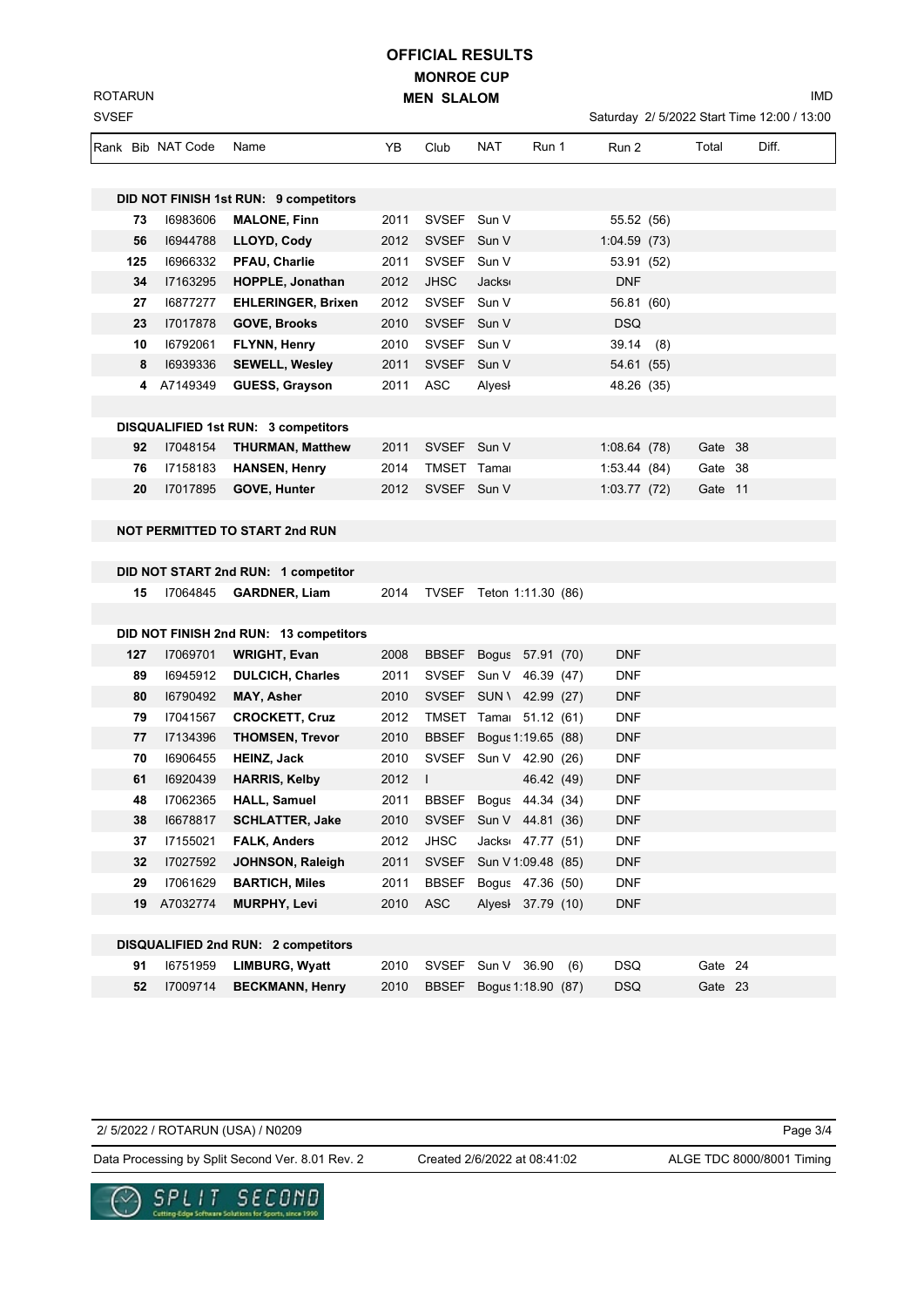# OFFICIAL RESULTS

## MONROE CUP

## MEN SLALOM

ROTARUN
SVSEF

IMD

Saturday 2/ 5/2022 Start Time 12:00 / 13:00

| Rank | Bib | NAT Code | Name | YB | Club | NAT | Run 1 | Run 2 | Total | Diff. |
|---|---|---|---|---|---|---|---|---|---|---|
| **DID NOT FINISH 1st RUN: 9 competitors** | | | | | | | | | | |
| | 73 | I6983606 | **MALONE, Finn** | 2011 | SVSEF | Sun V | | 55.52 (56) | | |
| | 56 | I6944788 | **LLOYD, Cody** | 2012 | SVSEF | Sun V | | 1:04.59 (73) | | |
| | 125 | I6966332 | **PFAU, Charlie** | 2011 | SVSEF | Sun V | | 53.91 (52) | | |
| | 34 | I7163295 | **HOPPLE, Jonathan** | 2012 | JHSC | Jacks | | DNF | | |
| | 27 | I6877277 | **EHLERINGER, Brixen** | 2012 | SVSEF | Sun V | | 56.81 (60) | | |
| | 23 | I7017878 | **GOVE, Brooks** | 2010 | SVSEF | Sun V | | DSQ | | |
| | 10 | I6792061 | **FLYNN, Henry** | 2010 | SVSEF | Sun V | | 39.14 (8) | | |
| | 8 | I6939336 | **SEWELL, Wesley** | 2011 | SVSEF | Sun V | | 54.61 (55) | | |
| | 4 | A7149349 | **GUESS, Grayson** | 2011 | ASC | Alyesl | | 48.26 (35) | | |
| **DISQUALIFIED 1st RUN: 3 competitors** | | | | | | | | | | |
| | 92 | I7048154 | **THURMAN, Matthew** | 2011 | SVSEF | Sun V | | 1:08.64 (78) | Gate 38 | |
| | 76 | I7158183 | **HANSEN, Henry** | 2014 | TMSET | Tamai | | 1:53.44 (84) | Gate 38 | |
| | 20 | I7017895 | **GOVE, Hunter** | 2012 | SVSEF | Sun V | | 1:03.77 (72) | Gate 11 | |
| **NOT PERMITTED TO START 2nd RUN** | | | | | | | | | | |
| **DID NOT START 2nd RUN: 1 competitor** | | | | | | | | | | |
| | 15 | I7064845 | **GARDNER, Liam** | 2014 | TVSEF | Teton | 1:11.30 (86) | | | |
| **DID NOT FINISH 2nd RUN: 13 competitors** | | | | | | | | | | |
| | 127 | I7069701 | **WRIGHT, Evan** | 2008 | BBSEF | Bogus | 57.91 (70) | DNF | | |
| | 89 | I6945912 | **DULCICH, Charles** | 2011 | SVSEF | Sun V | 46.39 (47) | DNF | | |
| | 80 | I6790492 | **MAY, Asher** | 2010 | SVSEF | SUN V | 42.99 (27) | DNF | | |
| | 79 | I7041567 | **CROCKETT, Cruz** | 2012 | TMSET | Tamai | 51.12 (61) | DNF | | |
| | 77 | I7134396 | **THOMSEN, Trevor** | 2010 | BBSEF | Bogus | 1:19.65 (88) | DNF | | |
| | 70 | I6906455 | **HEINZ, Jack** | 2010 | SVSEF | Sun V | 42.90 (26) | DNF | | |
| | 61 | I6920439 | **HARRIS, Kelby** | 2012 | I | | 46.42 (49) | DNF | | |
| | 48 | I7062365 | **HALL, Samuel** | 2011 | BBSEF | Bogus | 44.34 (34) | DNF | | |
| | 38 | I6678817 | **SCHLATTER, Jake** | 2010 | SVSEF | Sun V | 44.81 (36) | DNF | | |
| | 37 | I7155021 | **FALK, Anders** | 2012 | JHSC | Jacks | 47.77 (51) | DNF | | |
| | 32 | I7027592 | **JOHNSON, Raleigh** | 2011 | SVSEF | Sun V | 1:09.48 (85) | DNF | | |
| | 29 | I7061629 | **BARTICH, Miles** | 2011 | BBSEF | Bogus | 47.36 (50) | DNF | | |
| | 19 | A7032774 | **MURPHY, Levi** | 2010 | ASC | Alyesl | 37.79 (10) | DNF | | |
| **DISQUALIFIED 2nd RUN: 2 competitors** | | | | | | | | | | |
| | 91 | I6751959 | **LIMBURG, Wyatt** | 2010 | SVSEF | Sun V | 36.90 (6) | DSQ | Gate 24 | |
| | 52 | I7009714 | **BECKMANN, Henry** | 2010 | BBSEF | Bogus | 1:18.90 (87) | DSQ | Gate 23 | |

2/ 5/2022 / ROTARUN (USA) / N0209

Data Processing by Split Second Ver. 8.01 Rev. 2 | Created 2/6/2022 at 08:41:02 | ALGE TDC 8000/8001 Timing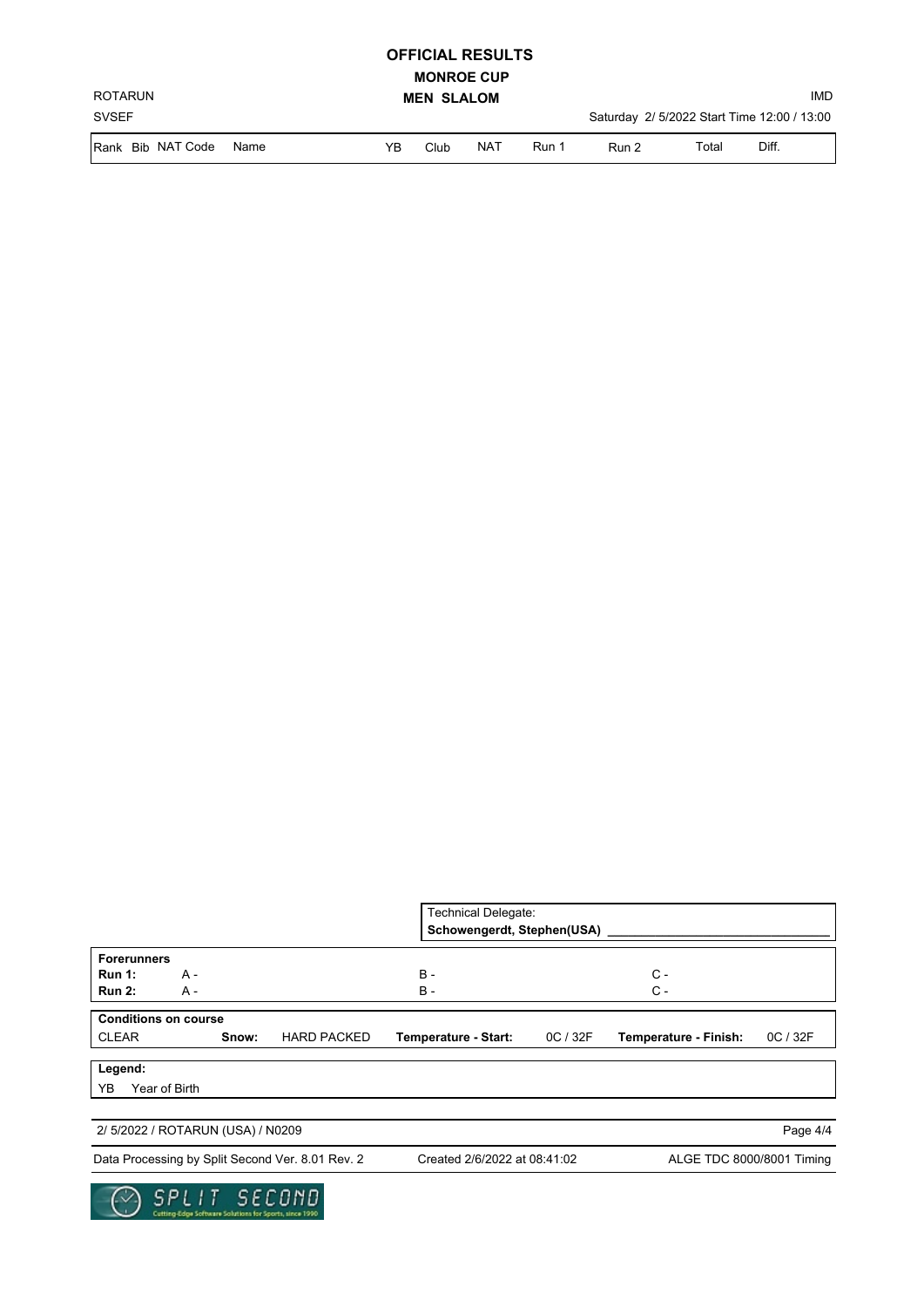# OFFICIAL RESULTS

## MONROE CUP

ROTARUN

**MEN SLALOM**

IMD

SVSEF

Saturday 2/ 5/2022 Start Time 12:00 / 13:00

| Rank | Bib | NAT Code | Name | YB | Club | NAT | Run 1 | Run 2 | Total | Diff. |
|---|---|---|---|---|---|---|---|---|---|---|

Technical Delegate:
**Schowengerdt, Stephen(USA)** ________________________________

| **Forerunners** | | | |
|---|---|---|---|
| **Run 1:** | A - | B - | C - |
| **Run 2:** | A - | B - | C - |

| **Conditions on course** | | | | | | |
|---|---|---|---|---|---|---|
| CLEAR | **Snow:** | HARD PACKED | **Temperature - Start:** | 0C / 32F | **Temperature - Finish:** | 0C / 32F |

**Legend:**

YB Year of Birth

2/ 5/2022 / ROTARUN (USA) / N0209

Data Processing by Split Second Ver. 8.01 Rev. 2 — Created 2/6/2022 at 08:41:02 — ALGE TDC 8000/8001 Timing